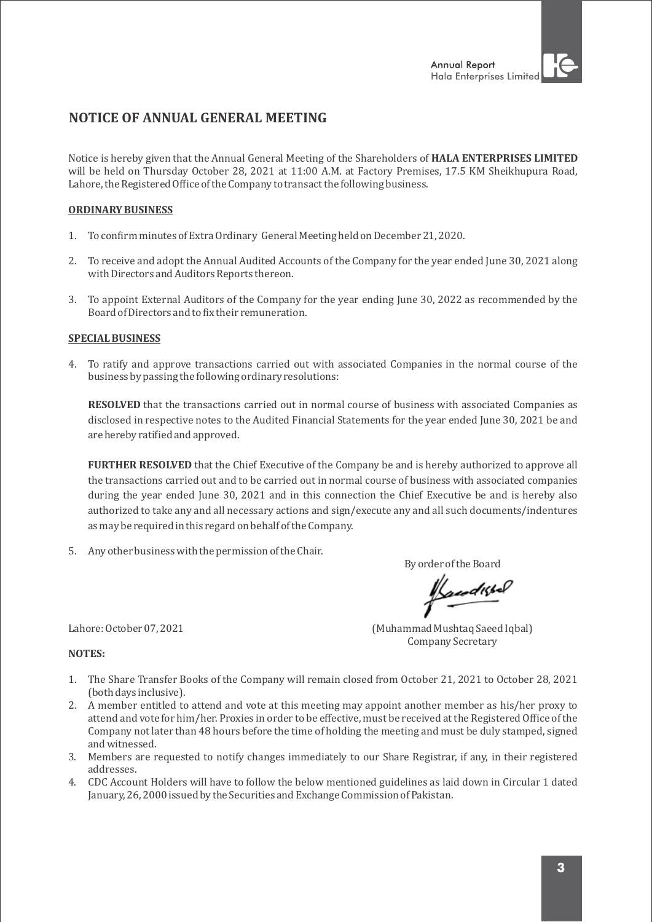## NOTICE OF ANNUAL GENERAL MEETING

Notice is hereby given that the Annual General Meeting of the Shareholders of **HALA ENTERPRISES LIMITED** will be held on Thursday October 28, 2021 at 11:00 A.M. at Factory Premises, 17.5 KM Sheikhupura Road, Lahore, the Registered Office of the Company to transact the following business.

**ORDINARY BUSINESS**

1. To confirm minutes of Extra Ordinary General Meeting held on December 21, 2020.

2. To receive and adopt the Annual Audited Accounts of the Company for the year ended June 30, 2021 along with Directors and Auditors Reports thereon.

3. To appoint External Auditors of the Company for the year ending June 30, 2022 as recommended by the Board of Directors and to fix their remuneration.

**SPECIAL BUSINESS**

4. To ratify and approve transactions carried out with associated Companies in the normal course of the business by passing the following ordinary resolutions:

   **RESOLVED** that the transactions carried out in normal course of business with associated Companies as disclosed in respective notes to the Audited Financial Statements for the year ended June 30, 2021 be and are hereby ratified and approved.

   **FURTHER RESOLVED** that the Chief Executive of the Company be and is hereby authorized to approve all the transactions carried out and to be carried out in normal course of business with associated companies during the year ended June 30, 2021 and in this connection the Chief Executive be and is hereby also authorized to take any and all necessary actions and sign/execute any and all such documents/indentures as may be required in this regard on behalf of the Company.

5. Any other business with the permission of the Chair.

By order of the Board

Lahore: October 07, 2021

(Muhammad Mushtaq Saeed Iqbal)
Company Secretary

**NOTES:**

1. The Share Transfer Books of the Company will remain closed from October 21, 2021 to October 28, 2021 (both days inclusive).
2. A member entitled to attend and vote at this meeting may appoint another member as his/her proxy to attend and vote for him/her. Proxies in order to be effective, must be received at the Registered Office of the Company not later than 48 hours before the time of holding the meeting and must be duly stamped, signed and witnessed.
3. Members are requested to notify changes immediately to our Share Registrar, if any, in their registered addresses.
4. CDC Account Holders will have to follow the below mentioned guidelines as laid down in Circular 1 dated January, 26, 2000 issued by the Securities and Exchange Commission of Pakistan.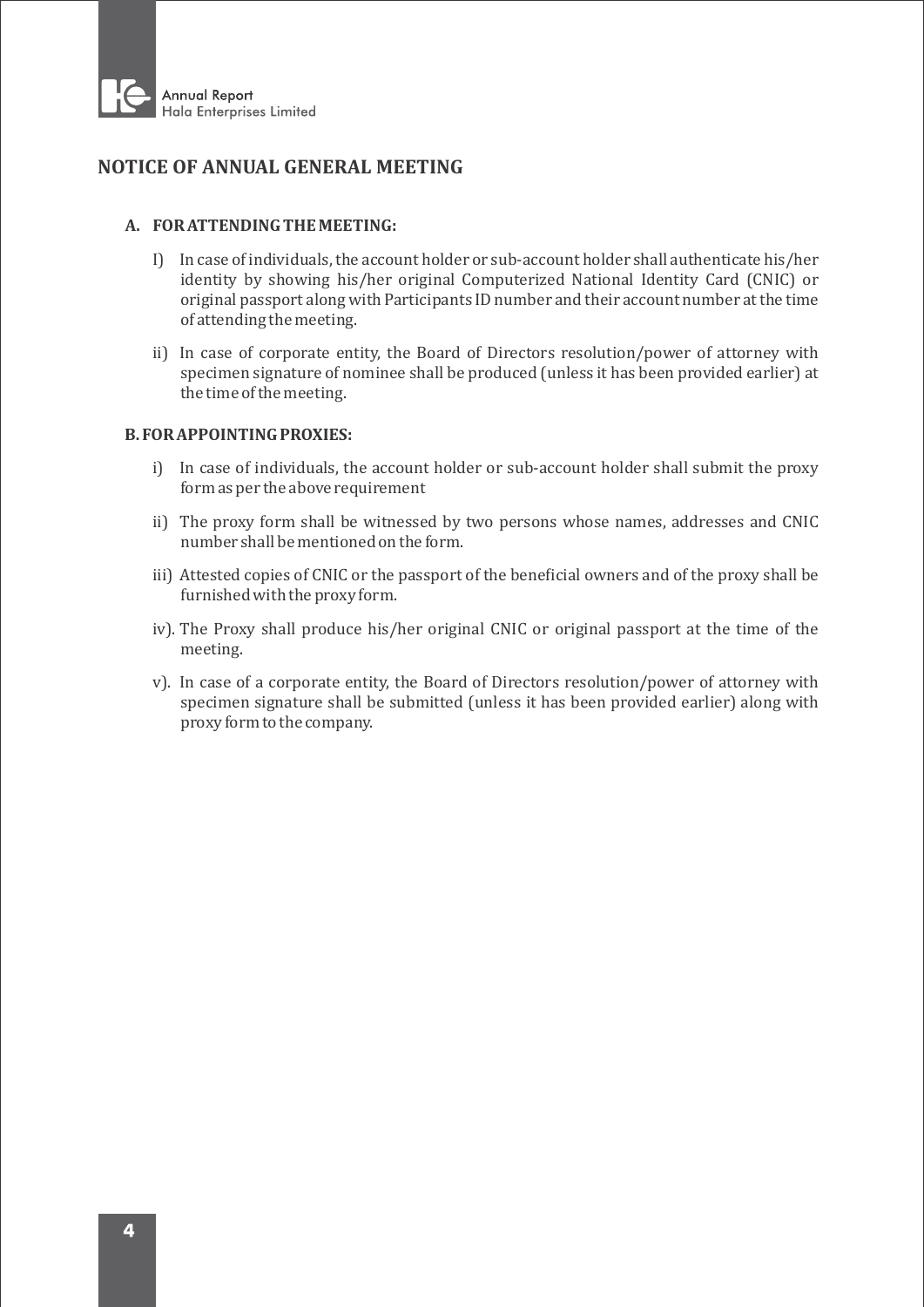## NOTICE OF ANNUAL GENERAL MEETING

### A. FOR ATTENDING THE MEETING:

I) In case of individuals, the account holder or sub-account holder shall authenticate his/her identity by showing his/her original Computerized National Identity Card (CNIC) or original passport along with Participants ID number and their account number at the time of attending the meeting.

ii) In case of corporate entity, the Board of Directors resolution/power of attorney with specimen signature of nominee shall be produced (unless it has been provided earlier) at the time of the meeting.

### B. FOR APPOINTING PROXIES:

i) In case of individuals, the account holder or sub-account holder shall submit the proxy form as per the above requirement

ii) The proxy form shall be witnessed by two persons whose names, addresses and CNIC number shall be mentioned on the form.

iii) Attested copies of CNIC or the passport of the beneficial owners and of the proxy shall be furnished with the proxy form.

iv). The Proxy shall produce his/her original CNIC or original passport at the time of the meeting.

v). In case of a corporate entity, the Board of Directors resolution/power of attorney with specimen signature shall be submitted (unless it has been provided earlier) along with proxy form to the company.